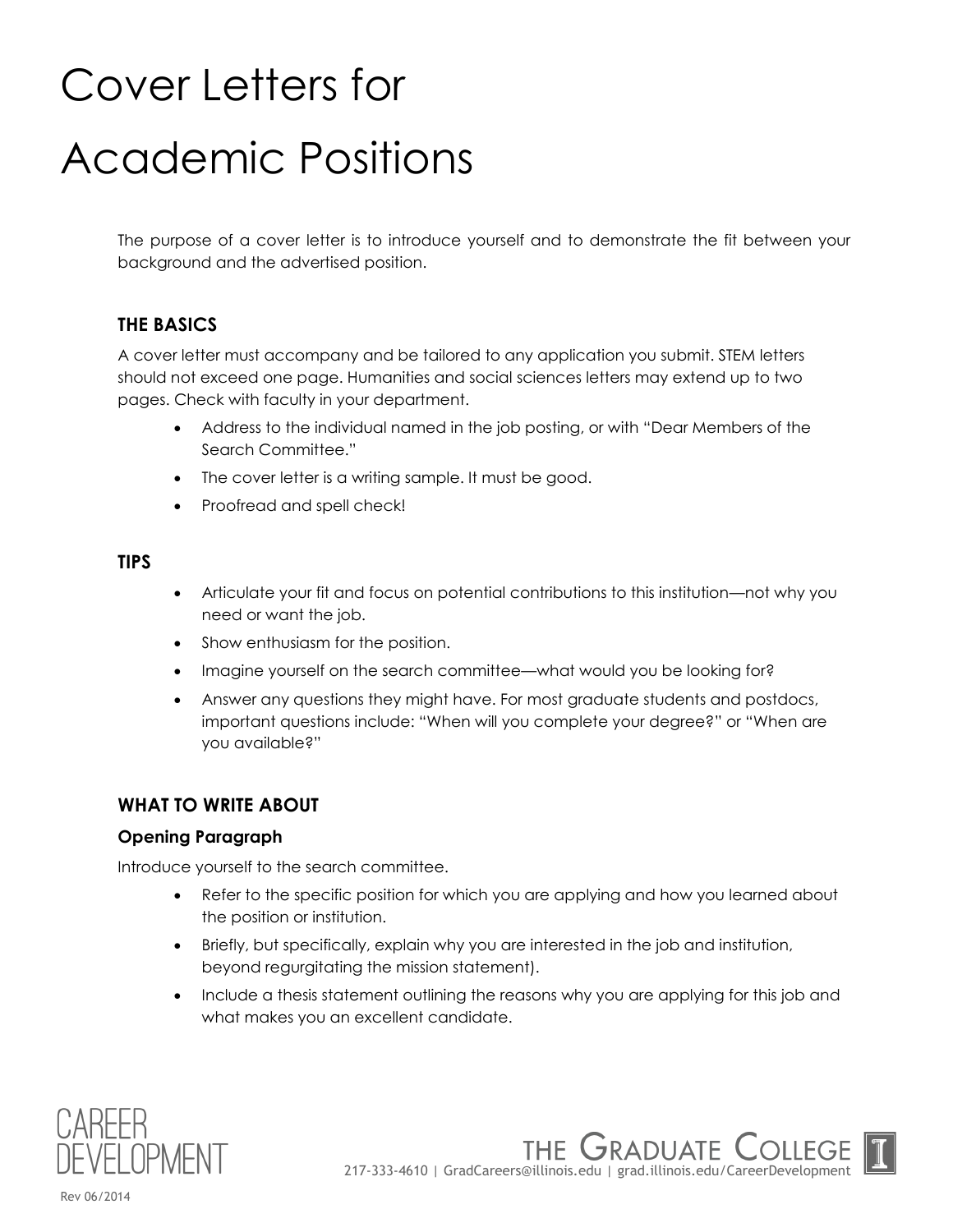# Cover Letters for Academic Positions

The purpose of a cover letter is to introduce yourself and to demonstrate the fit between your background and the advertised position.

## THE BASICS

A cover letter must accompany and be tailored to any application you submit. STEM letters should not exceed one page. Humanities and social sciences letters may extend up to two pages. Check with faculty in your department.

- Address to the individual named in the job posting, or with "Dear Members of the Search Committee."
- The cover letter is a writing sample. It must be good.
- Proofread and spell check!

## TIPS

- Articulate your fit and focus on potential contributions to this institution—not why you need or want the job.
- Show enthusiasm for the position.
- Imagine yourself on the search committee—what would you be looking for?
- Answer any questions they might have. For most graduate students and postdocs, important questions include: "When will you complete your degree?" or "When are you available?"

## WHAT TO WRITE ABOUT

### Opening Paragraph

Introduce yourself to the search committee.

- Refer to the specific position for which you are applying and how you learned about the position or institution.
- Briefly, but specifically, explain why you are interested in the job and institution, beyond regurgitating the mission statement).
- Include a thesis statement outlining the reasons why you are applying for this job and what makes you an excellent candidate.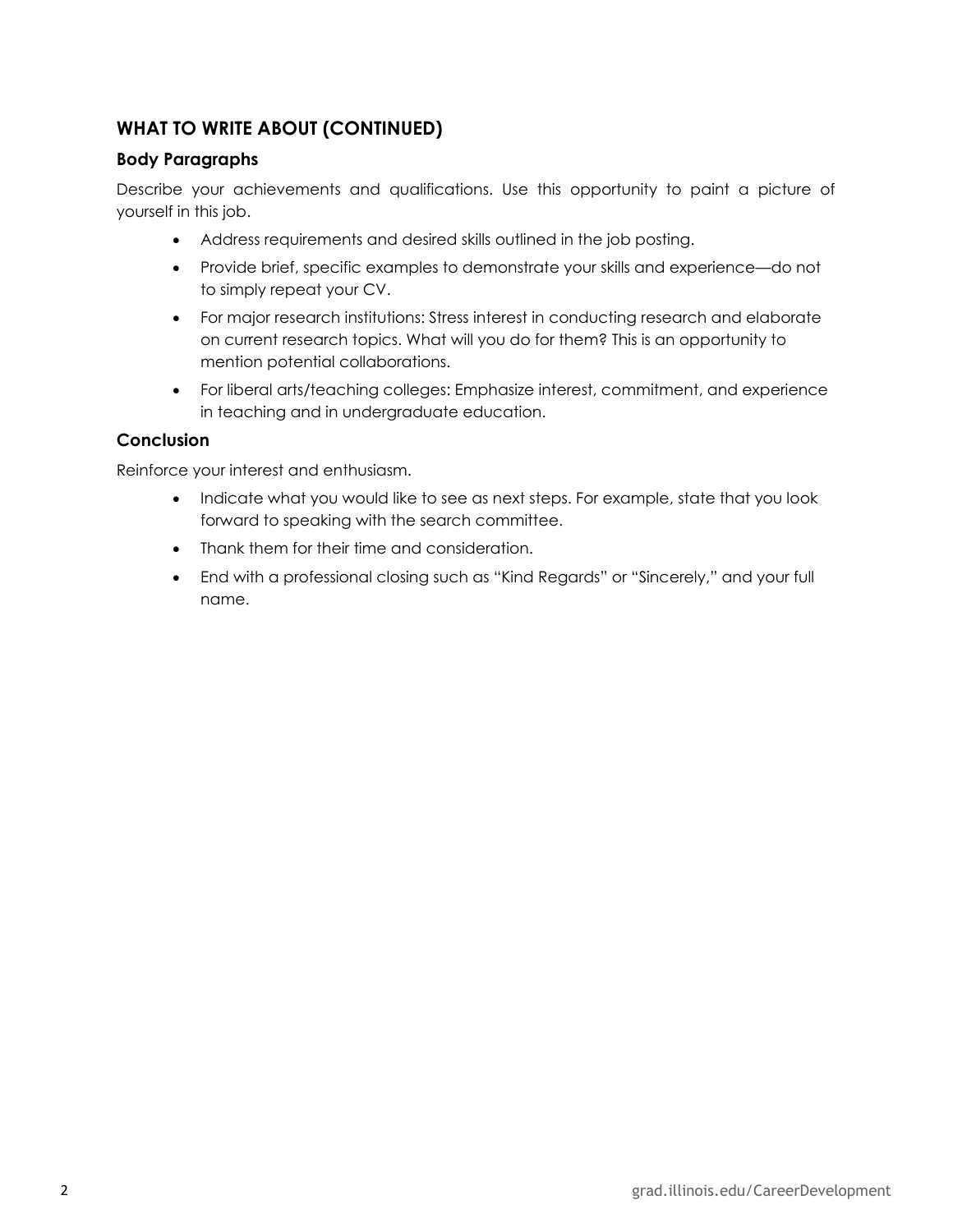## WHAT TO WRITE ABOUT (CONTINUED)

### Body Paragraphs

Describe your achievements and qualifications. Use this opportunity to paint a picture of yourself in this job.

- Address requirements and desired skills outlined in the job posting.
- Provide brief, specific examples to demonstrate your skills and experience—do not to simply repeat your CV.
- For major research institutions: Stress interest in conducting research and elaborate on current research topics. What will you do for them? This is an opportunity to mention potential collaborations.
- For liberal arts/teaching colleges: Emphasize interest, commitment, and experience in teaching and in undergraduate education.

### Conclusion

Reinforce your interest and enthusiasm.

- Indicate what you would like to see as next steps. For example, state that you look forward to speaking with the search committee.
- Thank them for their time and consideration.
- End with a professional closing such as "Kind Regards" or "Sincerely," and your full name.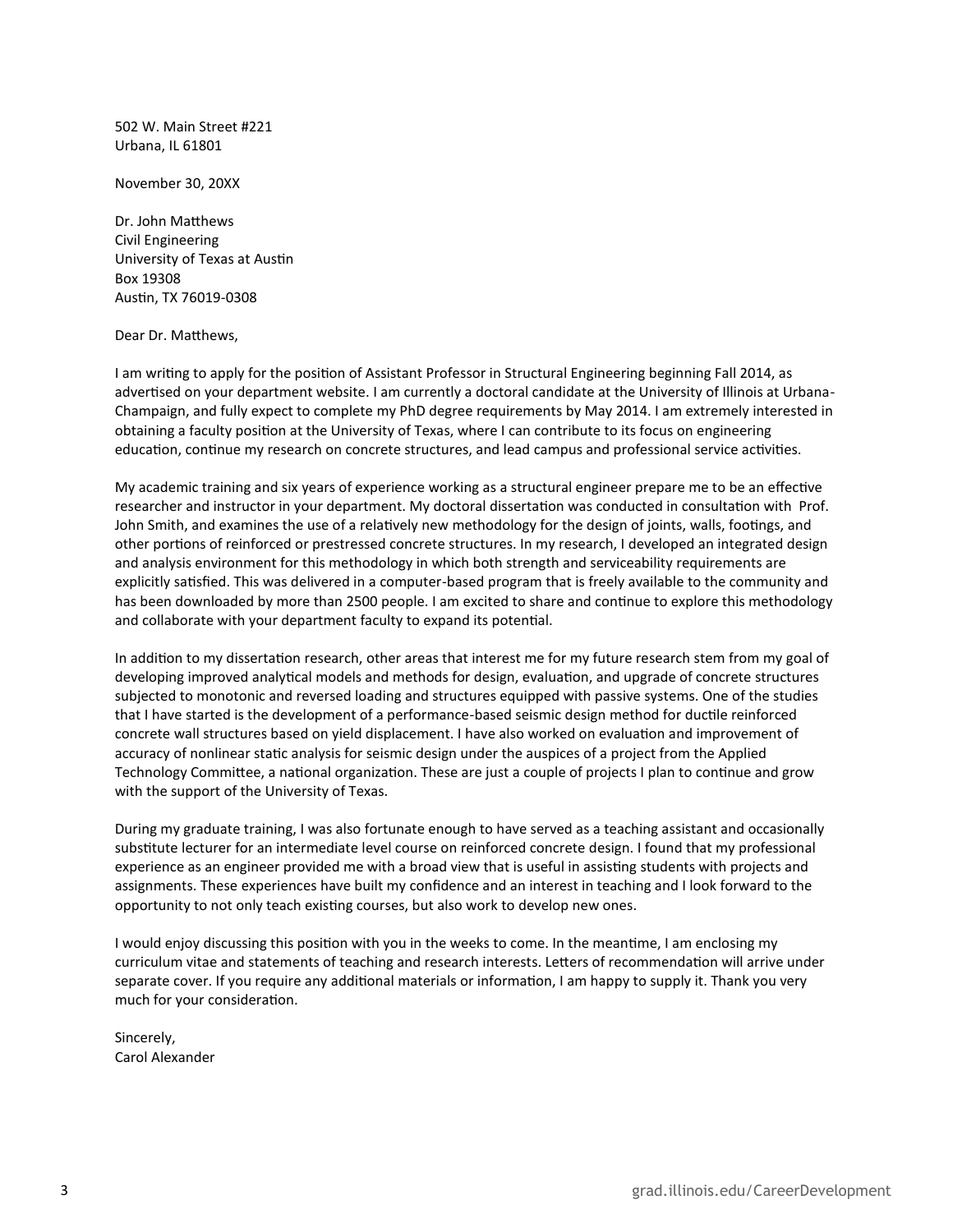502 W. Main Street #221
Urbana, IL 61801

November 30, 20XX

Dr. John Matthews
Civil Engineering
University of Texas at Austin
Box 19308
Austin, TX 76019-0308

Dear Dr. Matthews,

I am writing to apply for the position of Assistant Professor in Structural Engineering beginning Fall 2014, as advertised on your department website. I am currently a doctoral candidate at the University of Illinois at Urbana-Champaign, and fully expect to complete my PhD degree requirements by May 2014. I am extremely interested in obtaining a faculty position at the University of Texas, where I can contribute to its focus on engineering education, continue my research on concrete structures, and lead campus and professional service activities.

My academic training and six years of experience working as a structural engineer prepare me to be an effective researcher and instructor in your department. My doctoral dissertation was conducted in consultation with Prof. John Smith, and examines the use of a relatively new methodology for the design of joints, walls, footings, and other portions of reinforced or prestressed concrete structures. In my research, I developed an integrated design and analysis environment for this methodology in which both strength and serviceability requirements are explicitly satisfied. This was delivered in a computer-based program that is freely available to the community and has been downloaded by more than 2500 people. I am excited to share and continue to explore this methodology and collaborate with your department faculty to expand its potential.

In addition to my dissertation research, other areas that interest me for my future research stem from my goal of developing improved analytical models and methods for design, evaluation, and upgrade of concrete structures subjected to monotonic and reversed loading and structures equipped with passive systems. One of the studies that I have started is the development of a performance-based seismic design method for ductile reinforced concrete wall structures based on yield displacement. I have also worked on evaluation and improvement of accuracy of nonlinear static analysis for seismic design under the auspices of a project from the Applied Technology Committee, a national organization. These are just a couple of projects I plan to continue and grow with the support of the University of Texas.

During my graduate training, I was also fortunate enough to have served as a teaching assistant and occasionally substitute lecturer for an intermediate level course on reinforced concrete design. I found that my professional experience as an engineer provided me with a broad view that is useful in assisting students with projects and assignments. These experiences have built my confidence and an interest in teaching and I look forward to the opportunity to not only teach existing courses, but also work to develop new ones.

I would enjoy discussing this position with you in the weeks to come. In the meantime, I am enclosing my curriculum vitae and statements of teaching and research interests. Letters of recommendation will arrive under separate cover. If you require any additional materials or information, I am happy to supply it. Thank you very much for your consideration.

Sincerely,
Carol Alexander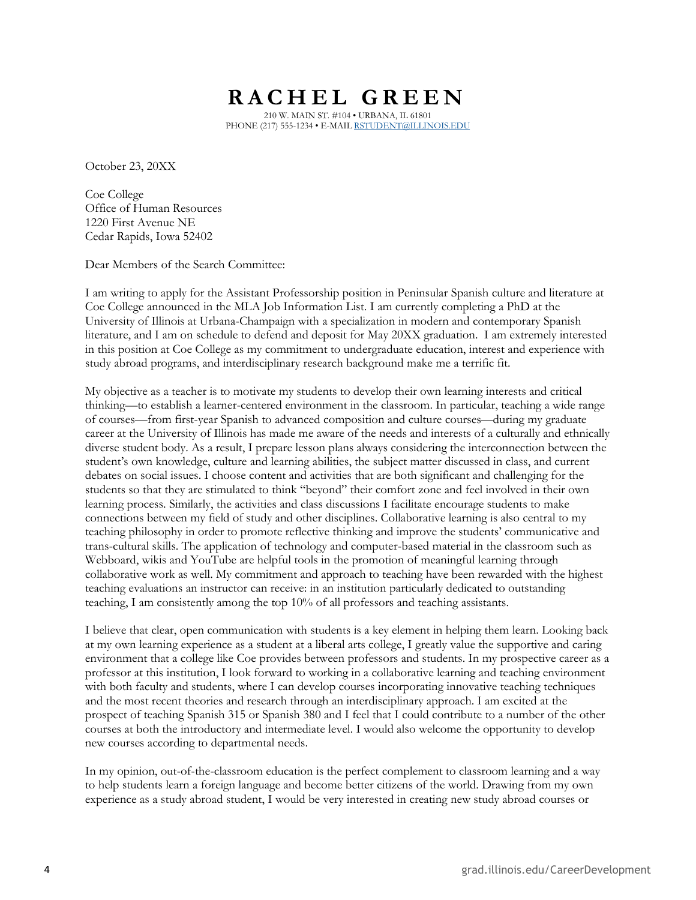# RACHEL GREEN

210 W. MAIN ST. #104 • URBANA, IL 61801
PHONE (217) 555-1234 • E-MAIL RSTUDENT@ILLINOIS.EDU

October 23, 20XX

Coe College
Office of Human Resources
1220 First Avenue NE
Cedar Rapids, Iowa 52402

Dear Members of the Search Committee:

I am writing to apply for the Assistant Professorship position in Peninsular Spanish culture and literature at Coe College announced in the MLA Job Information List. I am currently completing a PhD at the University of Illinois at Urbana-Champaign with a specialization in modern and contemporary Spanish literature, and I am on schedule to defend and deposit for May 20XX graduation. I am extremely interested in this position at Coe College as my commitment to undergraduate education, interest and experience with study abroad programs, and interdisciplinary research background make me a terrific fit.

My objective as a teacher is to motivate my students to develop their own learning interests and critical thinking—to establish a learner-centered environment in the classroom. In particular, teaching a wide range of courses—from first-year Spanish to advanced composition and culture courses—during my graduate career at the University of Illinois has made me aware of the needs and interests of a culturally and ethnically diverse student body. As a result, I prepare lesson plans always considering the interconnection between the student's own knowledge, culture and learning abilities, the subject matter discussed in class, and current debates on social issues. I choose content and activities that are both significant and challenging for the students so that they are stimulated to think "beyond" their comfort zone and feel involved in their own learning process. Similarly, the activities and class discussions I facilitate encourage students to make connections between my field of study and other disciplines. Collaborative learning is also central to my teaching philosophy in order to promote reflective thinking and improve the students' communicative and trans-cultural skills. The application of technology and computer-based material in the classroom such as Webboard, wikis and YouTube are helpful tools in the promotion of meaningful learning through collaborative work as well. My commitment and approach to teaching have been rewarded with the highest teaching evaluations an instructor can receive: in an institution particularly dedicated to outstanding teaching, I am consistently among the top 10% of all professors and teaching assistants.

I believe that clear, open communication with students is a key element in helping them learn. Looking back at my own learning experience as a student at a liberal arts college, I greatly value the supportive and caring environment that a college like Coe provides between professors and students. In my prospective career as a professor at this institution, I look forward to working in a collaborative learning and teaching environment with both faculty and students, where I can develop courses incorporating innovative teaching techniques and the most recent theories and research through an interdisciplinary approach. I am excited at the prospect of teaching Spanish 315 or Spanish 380 and I feel that I could contribute to a number of the other courses at both the introductory and intermediate level. I would also welcome the opportunity to develop new courses according to departmental needs.

In my opinion, out-of-the-classroom education is the perfect complement to classroom learning and a way to help students learn a foreign language and become better citizens of the world. Drawing from my own experience as a study abroad student, I would be very interested in creating new study abroad courses or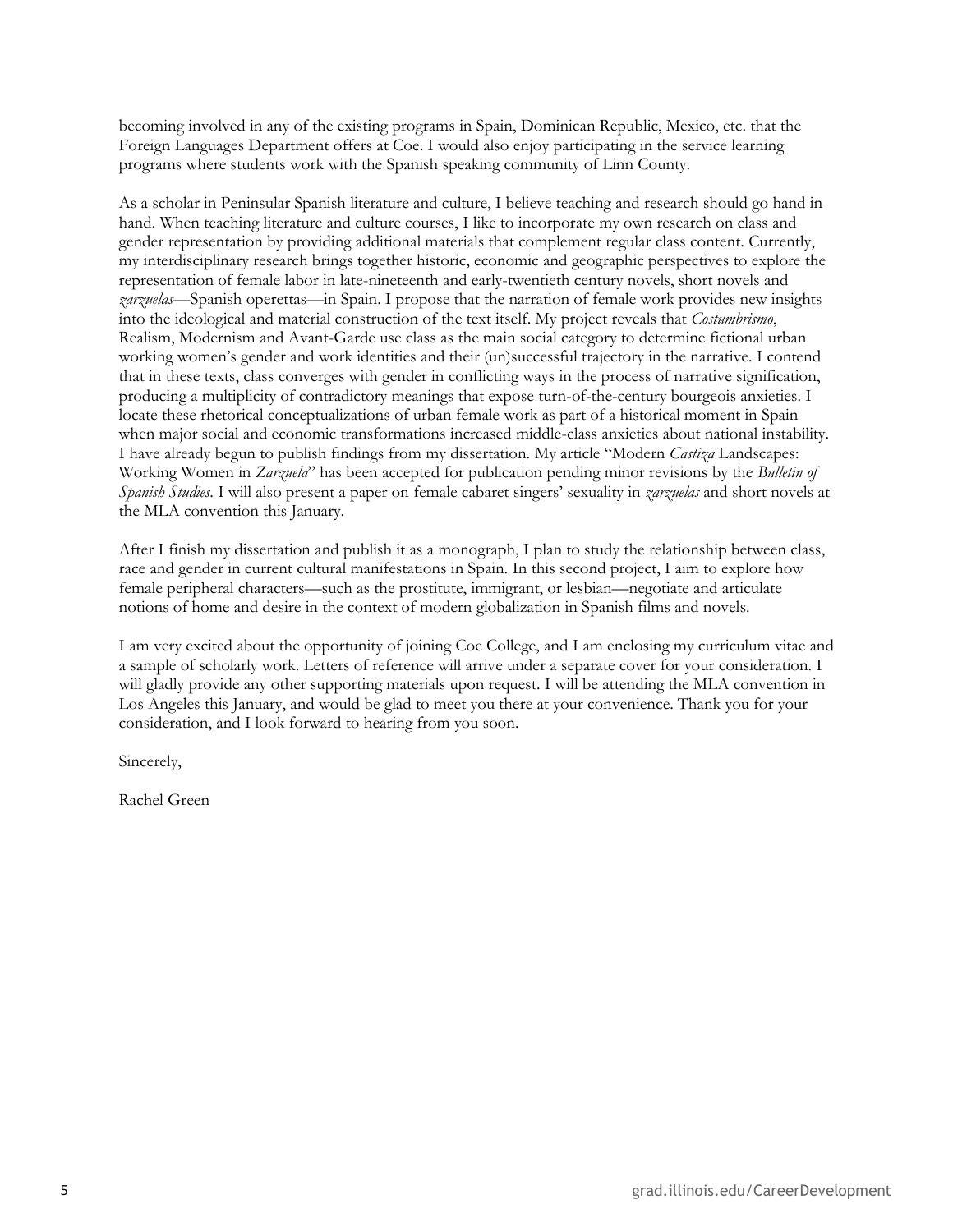becoming involved in any of the existing programs in Spain, Dominican Republic, Mexico, etc. that the Foreign Languages Department offers at Coe. I would also enjoy participating in the service learning programs where students work with the Spanish speaking community of Linn County.

As a scholar in Peninsular Spanish literature and culture, I believe teaching and research should go hand in hand. When teaching literature and culture courses, I like to incorporate my own research on class and gender representation by providing additional materials that complement regular class content. Currently, my interdisciplinary research brings together historic, economic and geographic perspectives to explore the representation of female labor in late-nineteenth and early-twentieth century novels, short novels and *zarzuelas*—Spanish operettas—in Spain. I propose that the narration of female work provides new insights into the ideological and material construction of the text itself. My project reveals that *Costumbrismo*, Realism, Modernism and Avant-Garde use class as the main social category to determine fictional urban working women's gender and work identities and their (un)successful trajectory in the narrative. I contend that in these texts, class converges with gender in conflicting ways in the process of narrative signification, producing a multiplicity of contradictory meanings that expose turn-of-the-century bourgeois anxieties. I locate these rhetorical conceptualizations of urban female work as part of a historical moment in Spain when major social and economic transformations increased middle-class anxieties about national instability. I have already begun to publish findings from my dissertation. My article "Modern *Castiza* Landscapes: Working Women in *Zarzuela*" has been accepted for publication pending minor revisions by the *Bulletin of Spanish Studies*. I will also present a paper on female cabaret singers' sexuality in *zarzuelas* and short novels at the MLA convention this January.

After I finish my dissertation and publish it as a monograph, I plan to study the relationship between class, race and gender in current cultural manifestations in Spain. In this second project, I aim to explore how female peripheral characters—such as the prostitute, immigrant, or lesbian—negotiate and articulate notions of home and desire in the context of modern globalization in Spanish films and novels.

I am very excited about the opportunity of joining Coe College, and I am enclosing my curriculum vitae and a sample of scholarly work. Letters of reference will arrive under a separate cover for your consideration. I will gladly provide any other supporting materials upon request. I will be attending the MLA convention in Los Angeles this January, and would be glad to meet you there at your convenience. Thank you for your consideration, and I look forward to hearing from you soon.

Sincerely,

Rachel Green